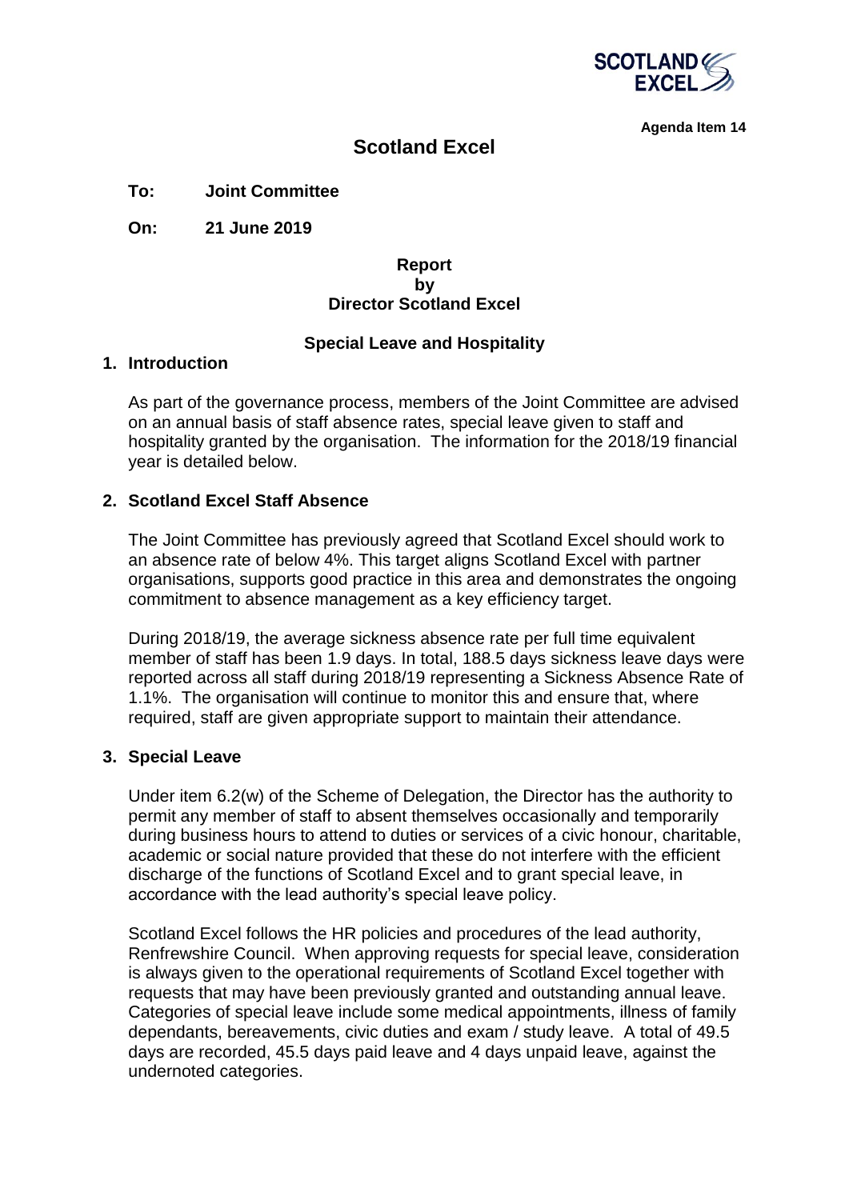**Agenda Item 14**

# Scotland Excel

**To: Joint Committee**

**On: 21 June 2019**

**Report**
**by**
**Director Scotland Excel**

## Special Leave and Hospitality

### 1. Introduction

As part of the governance process, members of the Joint Committee are advised on an annual basis of staff absence rates, special leave given to staff and hospitality granted by the organisation. The information for the 2018/19 financial year is detailed below.

### 2. Scotland Excel Staff Absence

The Joint Committee has previously agreed that Scotland Excel should work to an absence rate of below 4%. This target aligns Scotland Excel with partner organisations, supports good practice in this area and demonstrates the ongoing commitment to absence management as a key efficiency target.

During 2018/19, the average sickness absence rate per full time equivalent member of staff has been 1.9 days. In total, 188.5 days sickness leave days were reported across all staff during 2018/19 representing a Sickness Absence Rate of 1.1%. The organisation will continue to monitor this and ensure that, where required, staff are given appropriate support to maintain their attendance.

### 3. Special Leave

Under item 6.2(w) of the Scheme of Delegation, the Director has the authority to permit any member of staff to absent themselves occasionally and temporarily during business hours to attend to duties or services of a civic honour, charitable, academic or social nature provided that these do not interfere with the efficient discharge of the functions of Scotland Excel and to grant special leave, in accordance with the lead authority's special leave policy.

Scotland Excel follows the HR policies and procedures of the lead authority, Renfrewshire Council. When approving requests for special leave, consideration is always given to the operational requirements of Scotland Excel together with requests that may have been previously granted and outstanding annual leave. Categories of special leave include some medical appointments, illness of family dependants, bereavements, civic duties and exam / study leave. A total of 49.5 days are recorded, 45.5 days paid leave and 4 days unpaid leave, against the undernoted categories.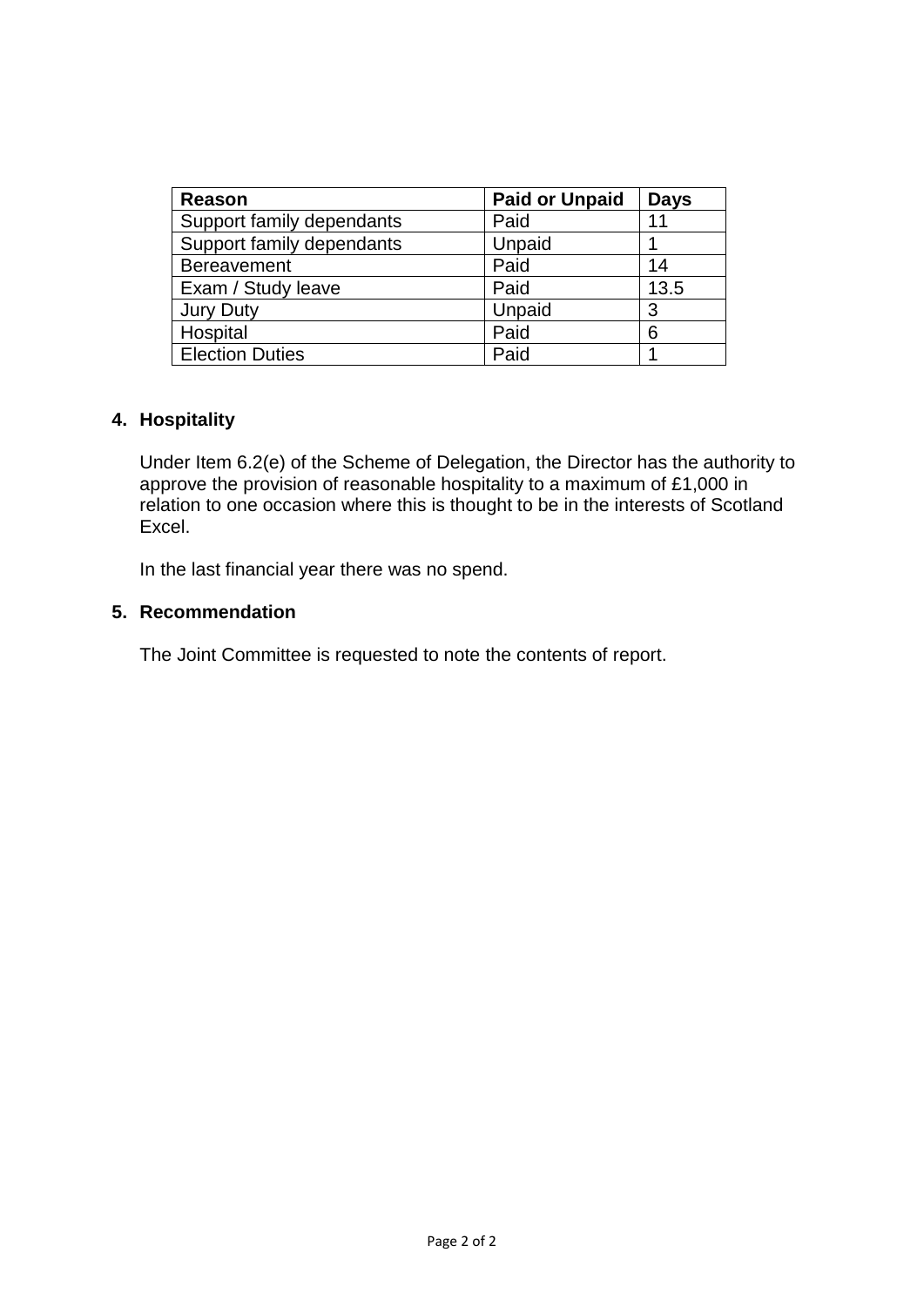| Reason | Paid or Unpaid | Days |
|---|---|---|
| Support family dependants | Paid | 11 |
| Support family dependants | Unpaid | 1 |
| Bereavement | Paid | 14 |
| Exam / Study leave | Paid | 13.5 |
| Jury Duty | Unpaid | 3 |
| Hospital | Paid | 6 |
| Election Duties | Paid | 1 |

## 4. Hospitality

Under Item 6.2(e) of the Scheme of Delegation, the Director has the authority to approve the provision of reasonable hospitality to a maximum of £1,000 in relation to one occasion where this is thought to be in the interests of Scotland Excel.

In the last financial year there was no spend.

## 5. Recommendation

The Joint Committee is requested to note the contents of report.